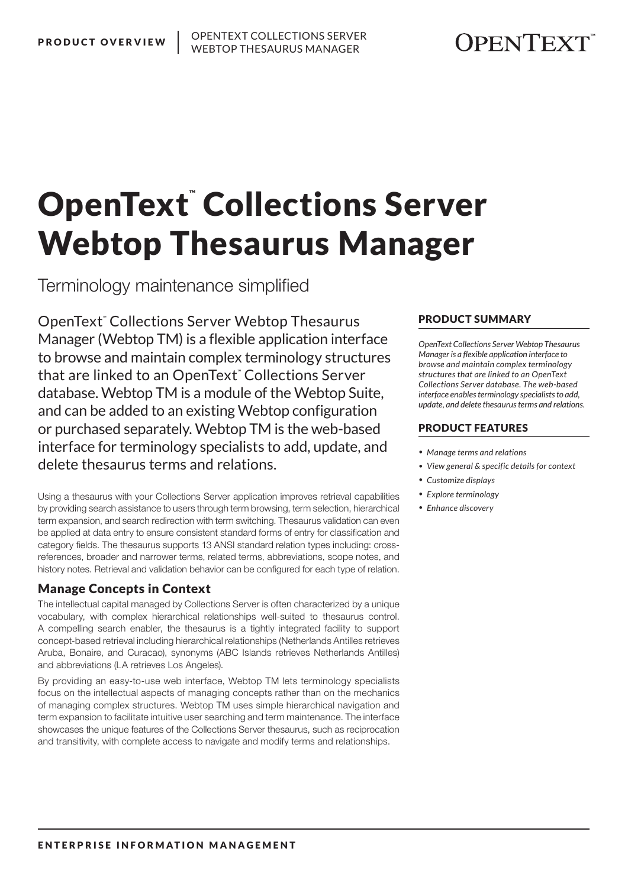# OpenText™ Collections Server Webtop Thesaurus Manager

Terminology maintenance simplified

OpenText™ Collections Server Webtop Thesaurus Manager (Webtop TM) is a flexible application interface to browse and maintain complex terminology structures that are linked to an OpenText™ Collections Server database. Webtop TM is a module of the Webtop Suite, and can be added to an existing Webtop configuration or purchased separately. Webtop TM is the web-based interface for terminology specialists to add, update, and delete thesaurus terms and relations.

Using a thesaurus with your Collections Server application improves retrieval capabilities by providing search assistance to users through term browsing, term selection, hierarchical term expansion, and search redirection with term switching. Thesaurus validation can even be applied at data entry to ensure consistent standard forms of entry for classification and category fields. The thesaurus supports 13 ANSI standard relation types including: cross-references, broader and narrower terms, related terms, abbreviations, scope notes, and history notes. Retrieval and validation behavior can be configured for each type of relation.

## Manage Concepts in Context

The intellectual capital managed by Collections Server is often characterized by a unique vocabulary, with complex hierarchical relationships well-suited to thesaurus control. A compelling search enabler, the thesaurus is a tightly integrated facility to support concept-based retrieval including hierarchical relationships (Netherlands Antilles retrieves Aruba, Bonaire, and Curacao), synonyms (ABC Islands retrieves Netherlands Antilles) and abbreviations (LA retrieves Los Angeles).

By providing an easy-to-use web interface, Webtop TM lets terminology specialists focus on the intellectual aspects of managing concepts rather than on the mechanics of managing complex structures. Webtop TM uses simple hierarchical navigation and term expansion to facilitate intuitive user searching and term maintenance. The interface showcases the unique features of the Collections Server thesaurus, such as reciprocation and transitivity, with complete access to navigate and modify terms and relationships.

## PRODUCT SUMMARY

*OpenText Collections Server Webtop Thesaurus Manager is a flexible application interface to browse and maintain complex terminology structures that are linked to an OpenText Collections Server database. The web-based interface enables terminology specialists to add, update, and delete thesaurus terms and relations.*

## PRODUCT FEATURES

- *Manage terms and relations*
- *View general & specific details for context*
- *Customize displays*
- *Explore terminology*
- *Enhance discovery*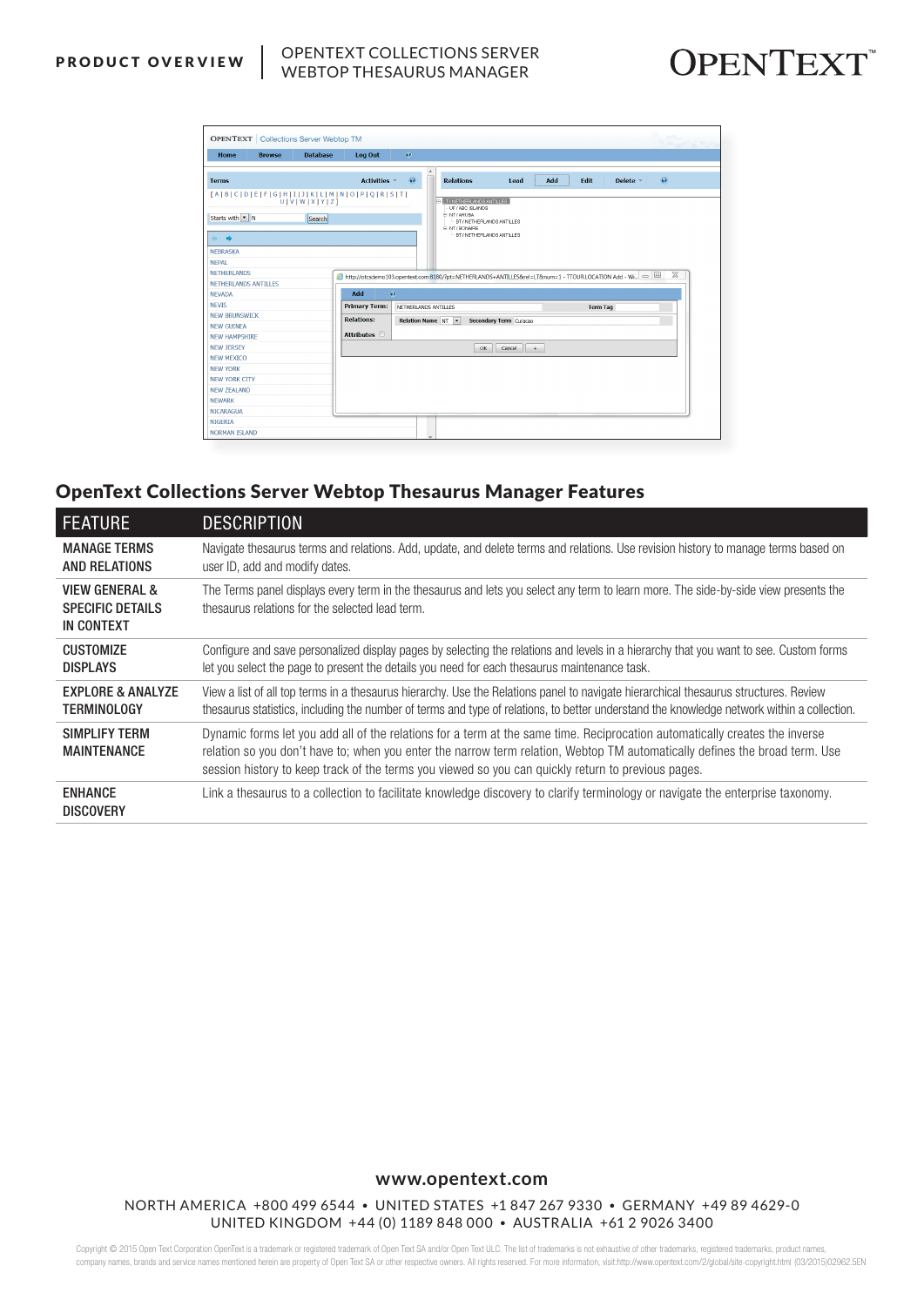## OpenText Collections Server Webtop Thesaurus Manager Features

| FEATURE | DESCRIPTION |
|---|---|
| MANAGE TERMS AND RELATIONS | Navigate thesaurus terms and relations. Add, update, and delete terms and relations. Use revision history to manage terms based on user ID, add and modify dates. |
| VIEW GENERAL & SPECIFIC DETAILS IN CONTEXT | The Terms panel displays every term in the thesaurus and lets you select any term to learn more. The side-by-side view presents the thesaurus relations for the selected lead term. |
| CUSTOMIZE DISPLAYS | Configure and save personalized display pages by selecting the relations and levels in a hierarchy that you want to see. Custom forms let you select the page to present the details you need for each thesaurus maintenance task. |
| EXPLORE & ANALYZE TERMINOLOGY | View a list of all top terms in a thesaurus hierarchy. Use the Relations panel to navigate hierarchical thesaurus structures. Review thesaurus statistics, including the number of terms and type of relations, to better understand the knowledge network within a collection. |
| SIMPLIFY TERM MAINTENANCE | Dynamic forms let you add all of the relations for a term at the same time. Reciprocation automatically creates the inverse relation so you don't have to; when you enter the narrow term relation, Webtop TM automatically defines the broad term. Use session history to keep track of the terms you viewed so you can quickly return to previous pages. |
| ENHANCE DISCOVERY | Link a thesaurus to a collection to facilitate knowledge discovery to clarify terminology or navigate the enterprise taxonomy. |

**www.opentext.com**

NORTH AMERICA +800 499 6544 • UNITED STATES +1 847 267 9330 • GERMANY +49 89 4629-0
UNITED KINGDOM +44 (0) 1189 848 000 • AUSTRALIA +61 2 9026 3400

Copyright © 2015 Open Text Corporation OpenText is a trademark or registered trademark of Open Text SA and/or Open Text ULC. The list of trademarks is not exhaustive of other trademarks, registered trademarks, product names, company names, brands and service names mentioned herein are property of Open Text SA or other respective owners. All rights reserved. For more information, visit:http://www.opentext.com/2/global/site-copyright.html (03/2015)02962.5EN